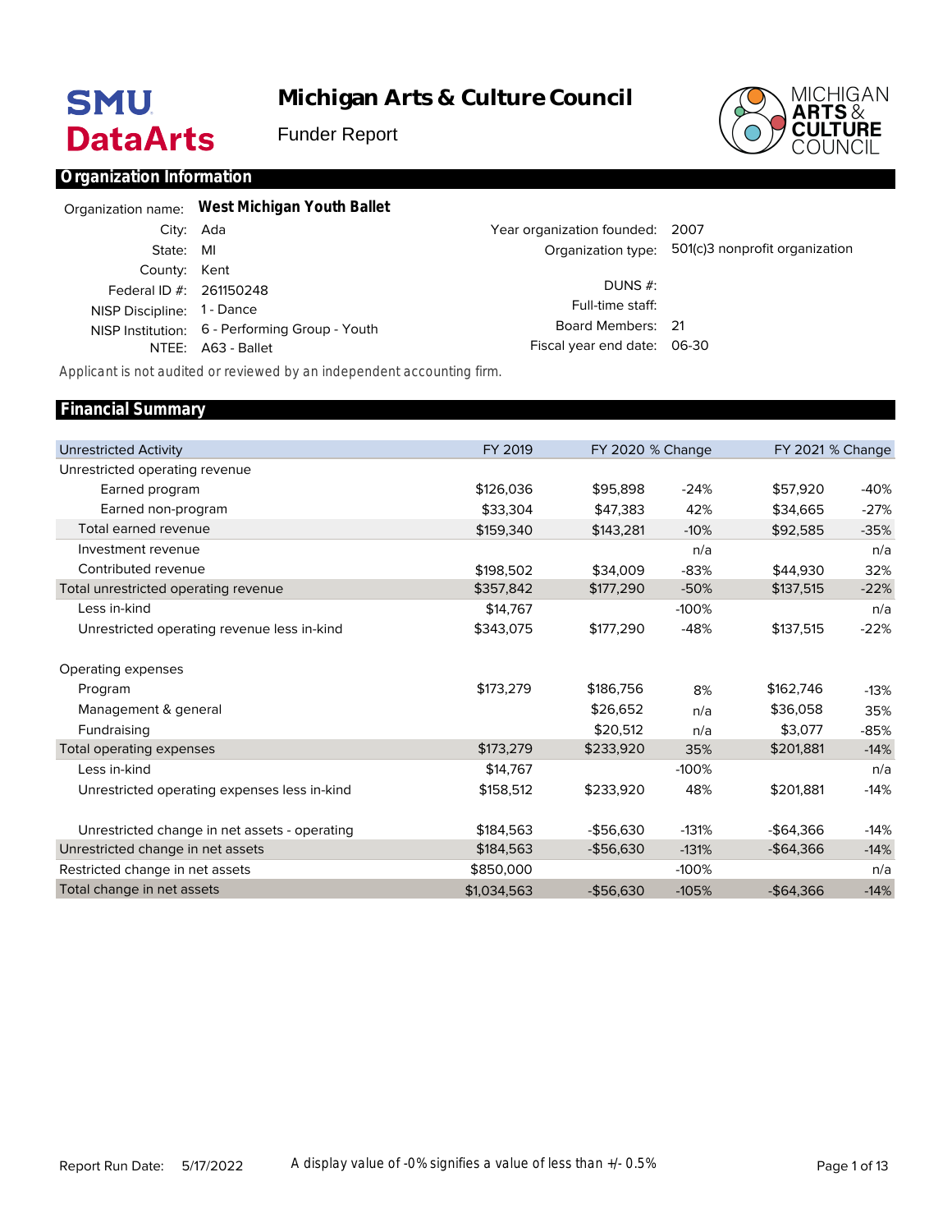# Michigan Arts & Culture Council

Funder Report

## Organization Information

| | |
|---|---|
| Organization name: | **West Michigan Youth Ballet** |
| City: | Ada |
| State: | MI |
| County: | Kent |
| Federal ID #: | 261150248 |
| NISP Discipline: | 1 - Dance |
| NISP Institution: | 6 - Performing Group - Youth |
| NTEE: | A63 - Ballet |
| Year organization founded: | 2007 |
| Organization type: | 501(c)3 nonprofit organization |
| DUNS #: | |
| Full-time staff: | |
| Board Members: | 21 |
| Fiscal year end date: | 06-30 |

*Applicant is not audited or reviewed by an independent accounting firm.*

## Financial Summary

| Unrestricted Activity | FY 2019 | FY 2020 | % Change | FY 2021 | % Change |
|---|---|---|---|---|---|
| Unrestricted operating revenue | | | | | |
| Earned program | $126,036 | $95,898 | -24% | $57,920 | -40% |
| Earned non-program | $33,304 | $47,383 | 42% | $34,665 | -27% |
| Total earned revenue | $159,340 | $143,281 | -10% | $92,585 | -35% |
| Investment revenue | | | n/a | | n/a |
| Contributed revenue | $198,502 | $34,009 | -83% | $44,930 | 32% |
| Total unrestricted operating revenue | $357,842 | $177,290 | -50% | $137,515 | -22% |
| Less in-kind | $14,767 | | -100% | | n/a |
| Unrestricted operating revenue less in-kind | $343,075 | $177,290 | -48% | $137,515 | -22% |
| Operating expenses | | | | | |
| Program | $173,279 | $186,756 | 8% | $162,746 | -13% |
| Management & general | | $26,652 | n/a | $36,058 | 35% |
| Fundraising | | $20,512 | n/a | $3,077 | -85% |
| Total operating expenses | $173,279 | $233,920 | 35% | $201,881 | -14% |
| Less in-kind | $14,767 | | -100% | | n/a |
| Unrestricted operating expenses less in-kind | $158,512 | $233,920 | 48% | $201,881 | -14% |
| Unrestricted change in net assets - operating | $184,563 | -$56,630 | -131% | -$64,366 | -14% |
| Unrestricted change in net assets | $184,563 | -$56,630 | -131% | -$64,366 | -14% |
| Restricted change in net assets | $850,000 | | -100% | | n/a |
| Total change in net assets | $1,034,563 | -$56,630 | -105% | -$64,366 | -14% |

Report Run Date: 5/17/2022

A display value of -0% signifies a value of less than +/- 0.5%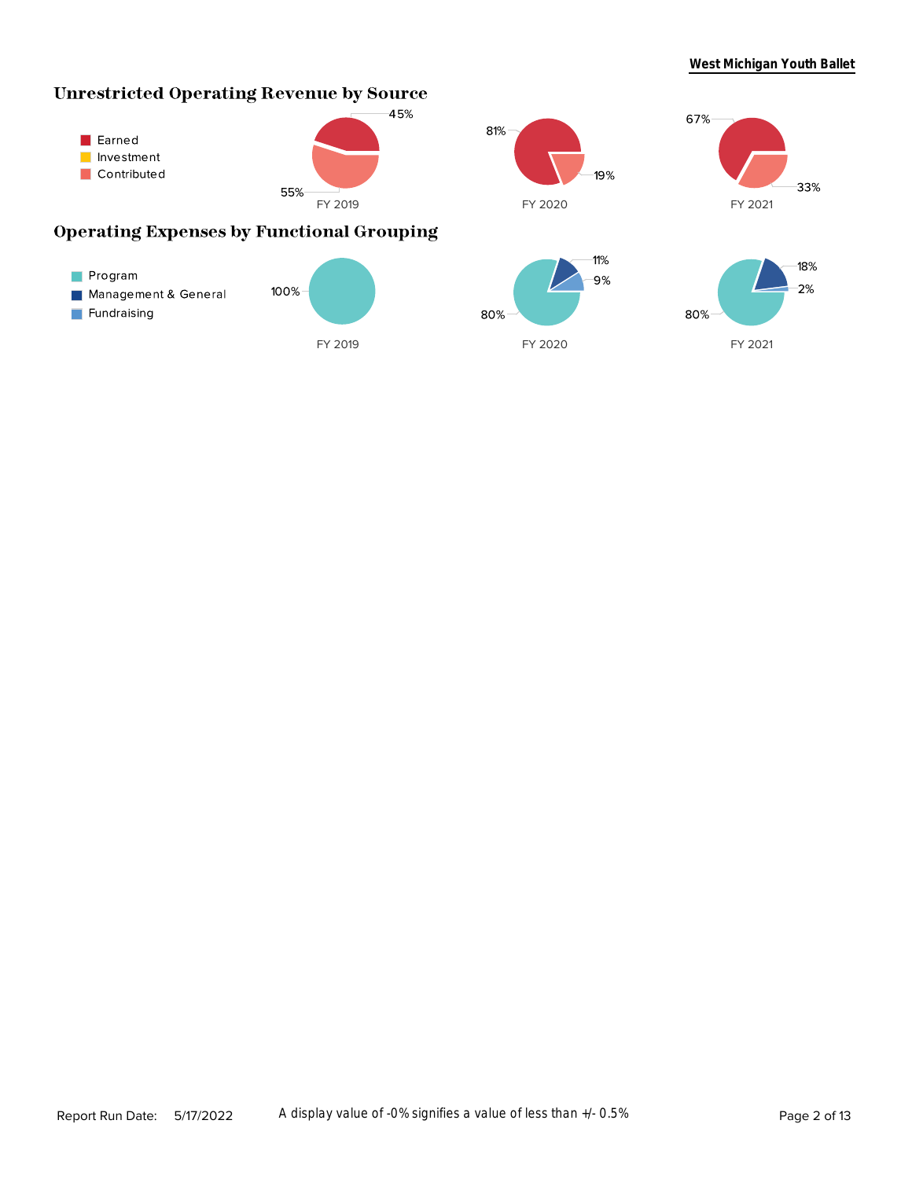## Unrestricted Operating Revenue by Source

- Earned
- Investment
- Contributed

| | FY 2019 | FY 2020 | FY 2021 |
|---|---|---|---|
| Earned | 45% | 81% | 67% |
| Contributed | 55% | 19% | 33% |

## Operating Expenses by Functional Grouping

- Program
- Management & General
- Fundraising

| | FY 2019 | FY 2020 | FY 2021 |
|---|---|---|---|
| Program | 100% | 80% | 80% |
| Management & General | | 11% | 18% |
| Fundraising | | 9% | 2% |

Report Run Date: 5/17/2022

A display value of -0% signifies a value of less than +/- 0.5%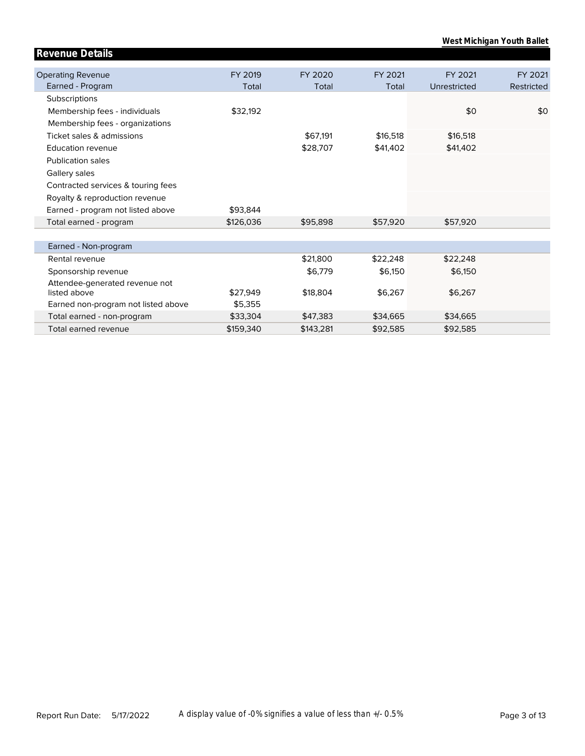## Revenue Details

| Operating Revenue<br>Earned - Program | FY 2019<br>Total | FY 2020<br>Total | FY 2021<br>Total | FY 2021<br>Unrestricted | FY 2021<br>Restricted |
|---|---|---|---|---|---|
| Subscriptions | | | | | |
| Membership fees - individuals | $32,192 | | | $0 | $0 |
| Membership fees - organizations | | | | | |
| Ticket sales & admissions | | $67,191 | $16,518 | $16,518 | |
| Education revenue | | $28,707 | $41,402 | $41,402 | |
| Publication sales | | | | | |
| Gallery sales | | | | | |
| Contracted services & touring fees | | | | | |
| Royalty & reproduction revenue | | | | | |
| Earned - program not listed above | $93,844 | | | | |
| Total earned - program | $126,036 | $95,898 | $57,920 | $57,920 | |

| Earned - Non-program | | | | | |
|---|---|---|---|---|---|
| Rental revenue | | $21,800 | $22,248 | $22,248 | |
| Sponsorship revenue | | $6,779 | $6,150 | $6,150 | |
| Attendee-generated revenue not listed above | $27,949 | $18,804 | $6,267 | $6,267 | |
| Earned non-program not listed above | $5,355 | | | | |
| Total earned - non-program | $33,304 | $47,383 | $34,665 | $34,665 | |
| Total earned revenue | $159,340 | $143,281 | $92,585 | $92,585 | |

Report Run Date: 5/17/2022

A display value of -0% signifies a value of less than +/- 0.5%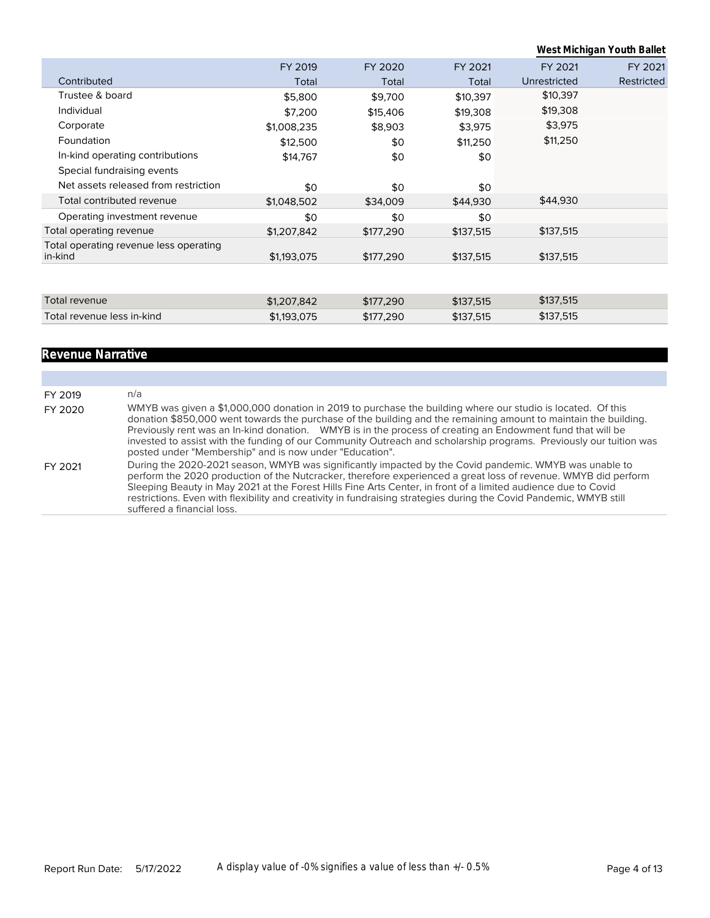**West Michigan Youth Ballet**

| Contributed | FY 2019 Total | FY 2020 Total | FY 2021 Total | FY 2021 Unrestricted | FY 2021 Restricted |
|---|---|---|---|---|---|
| Trustee & board | $5,800 | $9,700 | $10,397 | $10,397 | |
| Individual | $7,200 | $15,406 | $19,308 | $19,308 | |
| Corporate | $1,008,235 | $8,903 | $3,975 | $3,975 | |
| Foundation | $12,500 | $0 | $11,250 | $11,250 | |
| In-kind operating contributions | $14,767 | $0 | $0 | | |
| Special fundraising events | | | | | |
| Net assets released from restriction | $0 | $0 | $0 | | |
| Total contributed revenue | $1,048,502 | $34,009 | $44,930 | $44,930 | |
| Operating investment revenue | $0 | $0 | $0 | | |
| Total operating revenue | $1,207,842 | $177,290 | $137,515 | $137,515 | |
| Total operating revenue less operating in-kind | $1,193,075 | $177,290 | $137,515 | $137,515 | |
| | | | | | |
| Total revenue | $1,207,842 | $177,290 | $137,515 | $137,515 | |
| Total revenue less in-kind | $1,193,075 | $177,290 | $137,515 | $137,515 | |

## Revenue Narrative

| | |
|---|---|
| FY 2019 | n/a |
| FY 2020 | WMYB was given a $1,000,000 donation in 2019 to purchase the building where our studio is located. Of this donation $850,000 went towards the purchase of the building and the remaining amount to maintain the building. Previously rent was an In-kind donation. WMYB is in the process of creating an Endowment fund that will be invested to assist with the funding of our Community Outreach and scholarship programs. Previously our tuition was posted under "Membership" and is now under "Education". |
| FY 2021 | During the 2020-2021 season, WMYB was significantly impacted by the Covid pandemic. WMYB was unable to perform the 2020 production of the Nutcracker, therefore experienced a great loss of revenue. WMYB did perform Sleeping Beauty in May 2021 at the Forest Hills Fine Arts Center, in front of a limited audience due to Covid restrictions. Even with flexibility and creativity in fundraising strategies during the Covid Pandemic, WMYB still suffered a financial loss. |

Report Run Date: 5/17/2022 — A display value of -0% signifies a value of less than +/- 0.5%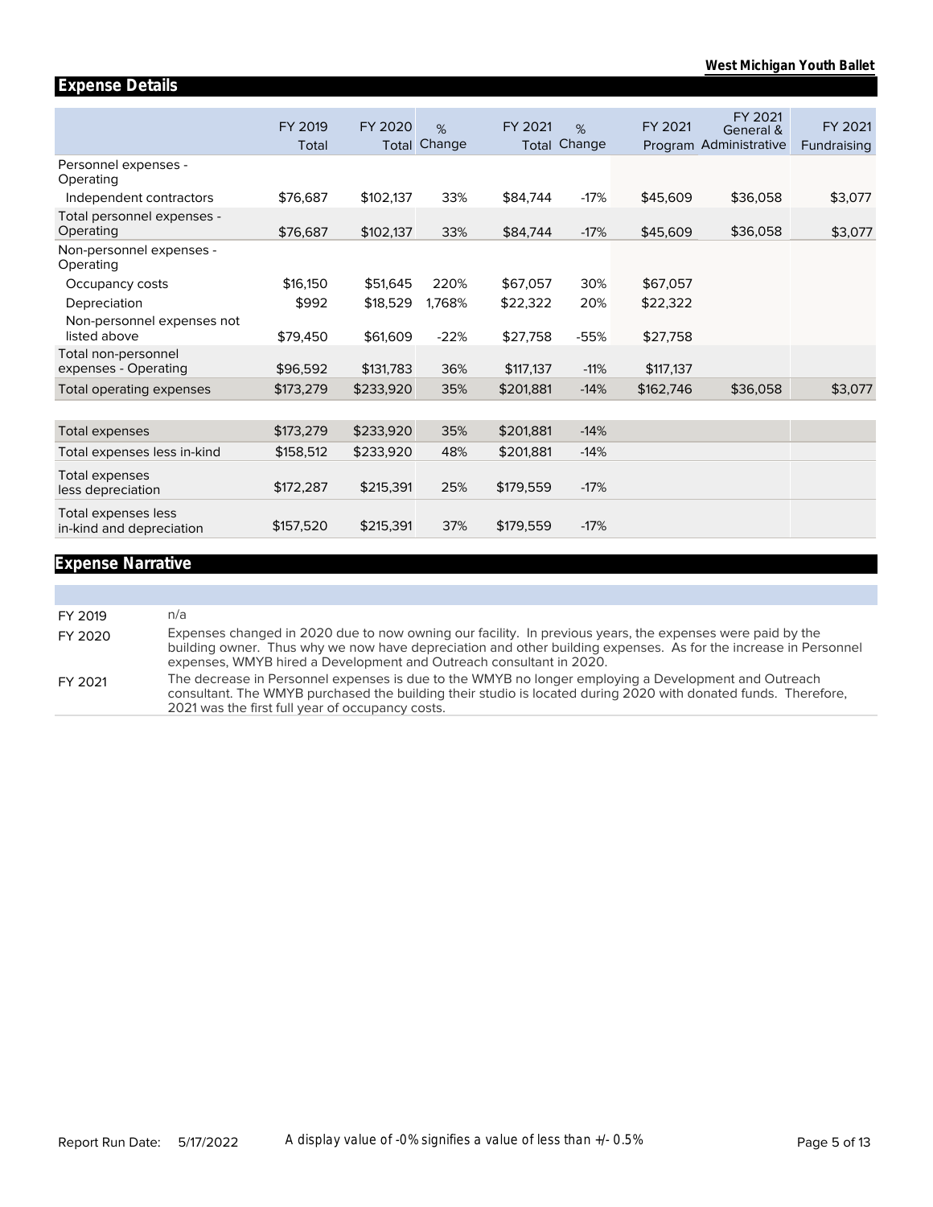## Expense Details

| | FY 2019 Total | FY 2020 Total | % Change | FY 2021 Total | % Change | FY 2021 Program | FY 2021 General & Administrative | FY 2021 Fundraising |
|---|---|---|---|---|---|---|---|---|
| Personnel expenses - Operating | | | | | | | | |
| Independent contractors | $76,687 | $102,137 | 33% | $84,744 | -17% | $45,609 | $36,058 | $3,077 |
| Total personnel expenses - Operating | $76,687 | $102,137 | 33% | $84,744 | -17% | $45,609 | $36,058 | $3,077 |
| Non-personnel expenses - Operating | | | | | | | | |
| Occupancy costs | $16,150 | $51,645 | 220% | $67,057 | 30% | $67,057 | | |
| Depreciation | $992 | $18,529 | 1,768% | $22,322 | 20% | $22,322 | | |
| Non-personnel expenses not listed above | $79,450 | $61,609 | -22% | $27,758 | -55% | $27,758 | | |
| Total non-personnel expenses - Operating | $96,592 | $131,783 | 36% | $117,137 | -11% | $117,137 | | |
| Total operating expenses | $173,279 | $233,920 | 35% | $201,881 | -14% | $162,746 | $36,058 | $3,077 |
| | | | | | | | | |
| Total expenses | $173,279 | $233,920 | 35% | $201,881 | -14% | | | |
| Total expenses less in-kind | $158,512 | $233,920 | 48% | $201,881 | -14% | | | |
| Total expenses less depreciation | $172,287 | $215,391 | 25% | $179,559 | -17% | | | |
| Total expenses less in-kind and depreciation | $157,520 | $215,391 | 37% | $179,559 | -17% | | | |

## Expense Narrative

| | |
|---|---|
| FY 2019 | n/a |
| FY 2020 | Expenses changed in 2020 due to now owning our facility. In previous years, the expenses were paid by the building owner. Thus why we now have depreciation and other building expenses. As for the increase in Personnel expenses, WMYB hired a Development and Outreach consultant in 2020. |
| FY 2021 | The decrease in Personnel expenses is due to the WMYB no longer employing a Development and Outreach consultant. The WMYB purchased the building their studio is located during 2020 with donated funds. Therefore, 2021 was the first full year of occupancy costs. |

A display value of -0% signifies a value of less than +/- 0.5%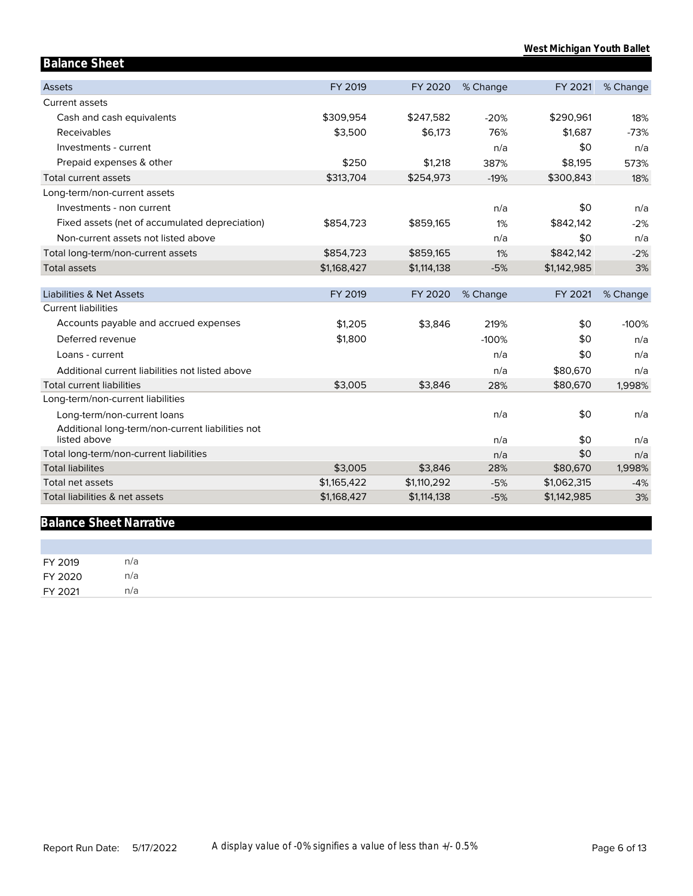## Balance Sheet

| Assets | FY 2019 | FY 2020 | % Change | FY 2021 | % Change |
|---|---|---|---|---|---|
| Current assets | | | | | |
| Cash and cash equivalents | $309,954 | $247,582 | -20% | $290,961 | 18% |
| Receivables | $3,500 | $6,173 | 76% | $1,687 | -73% |
| Investments - current | | | n/a | $0 | n/a |
| Prepaid expenses & other | $250 | $1,218 | 387% | $8,195 | 573% |
| Total current assets | $313,704 | $254,973 | -19% | $300,843 | 18% |
| Long-term/non-current assets | | | | | |
| Investments - non current | | | n/a | $0 | n/a |
| Fixed assets (net of accumulated depreciation) | $854,723 | $859,165 | 1% | $842,142 | -2% |
| Non-current assets not listed above | | | n/a | $0 | n/a |
| Total long-term/non-current assets | $854,723 | $859,165 | 1% | $842,142 | -2% |
| Total assets | $1,168,427 | $1,114,138 | -5% | $1,142,985 | 3% |

| Liabilities & Net Assets | FY 2019 | FY 2020 | % Change | FY 2021 | % Change |
|---|---|---|---|---|---|
| Current liabilities | | | | | |
| Accounts payable and accrued expenses | $1,205 | $3,846 | 219% | $0 | -100% |
| Deferred revenue | $1,800 | | -100% | $0 | n/a |
| Loans - current | | | n/a | $0 | n/a |
| Additional current liabilities not listed above | | | n/a | $80,670 | n/a |
| Total current liabilities | $3,005 | $3,846 | 28% | $80,670 | 1,998% |
| Long-term/non-current liabilities | | | | | |
| Long-term/non-current loans | | | n/a | $0 | n/a |
| Additional long-term/non-current liabilities not listed above | | | n/a | $0 | n/a |
| Total long-term/non-current liabilities | | | n/a | $0 | n/a |
| Total liabilites | $3,005 | $3,846 | 28% | $80,670 | 1,998% |
| Total net assets | $1,165,422 | $1,110,292 | -5% | $1,062,315 | -4% |
| Total liabilities & net assets | $1,168,427 | $1,114,138 | -5% | $1,142,985 | 3% |

## Balance Sheet Narrative

| | |
|---|---|
| FY 2019 | n/a |
| FY 2020 | n/a |
| FY 2021 | n/a |

Report Run Date: 5/17/2022

A display value of -0% signifies a value of less than +/- 0.5%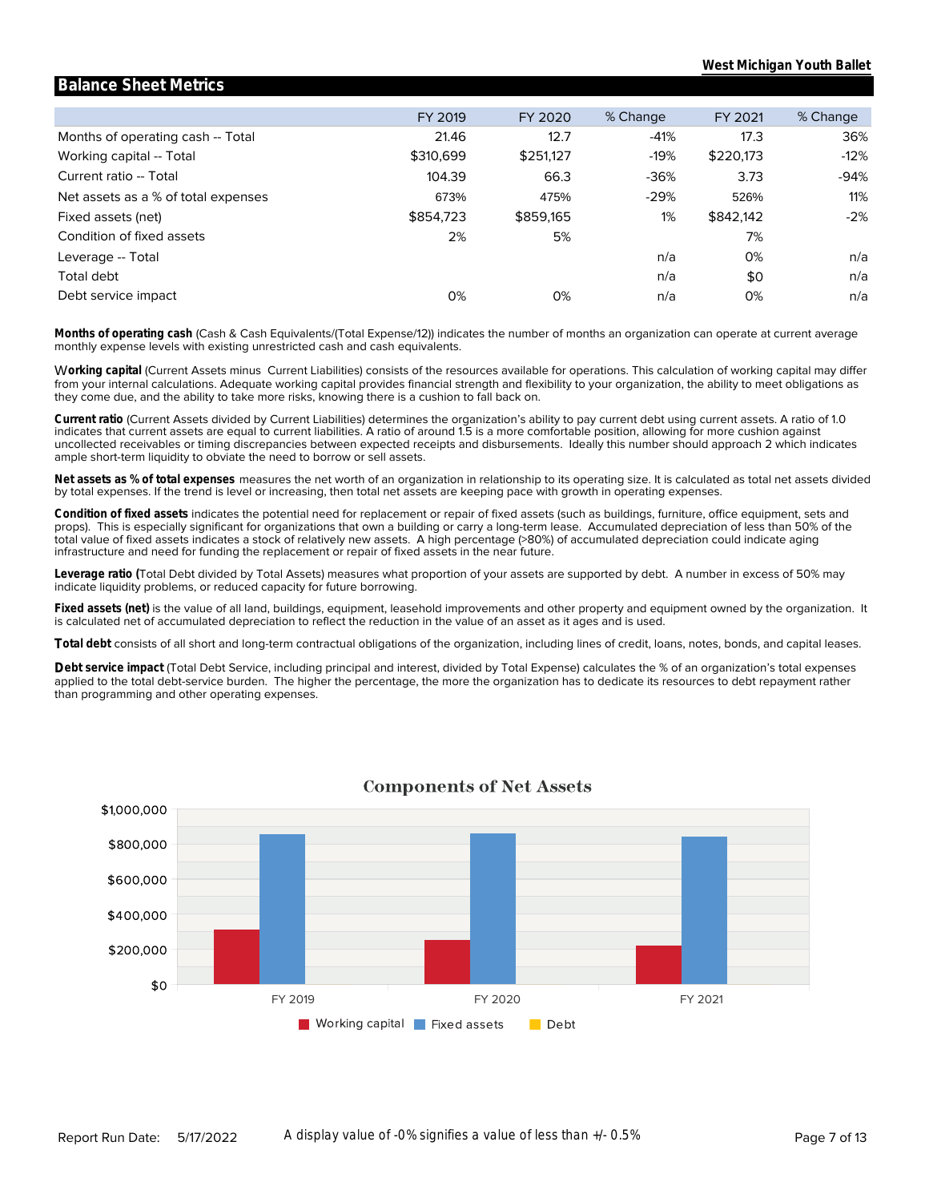## Balance Sheet Metrics

| | FY 2019 | FY 2020 | % Change | FY 2021 | % Change |
|---|---|---|---|---|---|
| Months of operating cash -- Total | 21.46 | 12.7 | -41% | 17.3 | 36% |
| Working capital -- Total | $310,699 | $251,127 | -19% | $220,173 | -12% |
| Current ratio -- Total | 104.39 | 66.3 | -36% | 3.73 | -94% |
| Net assets as a % of total expenses | 673% | 475% | -29% | 526% | 11% |
| Fixed assets (net) | $854,723 | $859,165 | 1% | $842,142 | -2% |
| Condition of fixed assets | 2% | 5% | | 7% | |
| Leverage -- Total | | | n/a | 0% | n/a |
| Total debt | | | n/a | $0 | n/a |
| Debt service impact | 0% | 0% | n/a | 0% | n/a |

**Months of operating cash** (Cash & Cash Equivalents/(Total Expense/12)) indicates the number of months an organization can operate at current average monthly expense levels with existing unrestricted cash and cash equivalents.

**Working capital** (Current Assets minus Current Liabilities) consists of the resources available for operations. This calculation of working capital may differ from your internal calculations. Adequate working capital provides financial strength and flexibility to your organization, the ability to meet obligations as they come due, and the ability to take more risks, knowing there is a cushion to fall back on.

**Current ratio** (Current Assets divided by Current Liabilities) determines the organization's ability to pay current debt using current assets. A ratio of 1.0 indicates that current assets are equal to current liabilities. A ratio of around 1.5 is a more comfortable position, allowing for more cushion against uncollected receivables or timing discrepancies between expected receipts and disbursements. Ideally this number should approach 2 which indicates ample short-term liquidity to obviate the need to borrow or sell assets.

**Net assets as % of total expenses** measures the net worth of an organization in relationship to its operating size. It is calculated as total net assets divided by total expenses. If the trend is level or increasing, then total net assets are keeping pace with growth in operating expenses.

**Condition of fixed assets** indicates the potential need for replacement or repair of fixed assets (such as buildings, furniture, office equipment, sets and props). This is especially significant for organizations that own a building or carry a long-term lease. Accumulated depreciation of less than 50% of the total value of fixed assets indicates a stock of relatively new assets. A high percentage (>80%) of accumulated depreciation could indicate aging infrastructure and need for funding the replacement or repair of fixed assets in the near future.

**Leverage ratio (**Total Debt divided by Total Assets) measures what proportion of your assets are supported by debt. A number in excess of 50% may indicate liquidity problems, or reduced capacity for future borrowing.

**Fixed assets (net)** is the value of all land, buildings, equipment, leasehold improvements and other property and equipment owned by the organization. It is calculated net of accumulated depreciation to reflect the reduction in the value of an asset as it ages and is used.

**Total debt** consists of all short and long-term contractual obligations of the organization, including lines of credit, loans, notes, bonds, and capital leases.

**Debt service impact** (Total Debt Service, including principal and interest, divided by Total Expense) calculates the % of an organization's total expenses applied to the total debt-service burden. The higher the percentage, the more the organization has to dedicate its resources to debt repayment rather than programming and other operating expenses.

### Components of Net Assets

| | Working capital | Fixed assets | Debt |
|---|---|---|---|
| FY 2019 | $310,699 | $854,723 | |
| FY 2020 | $251,127 | $859,165 | |
| FY 2021 | $220,173 | $842,142 | $0 |

Report Run Date: 5/17/2022

A display value of -0% signifies a value of less than +/- 0.5%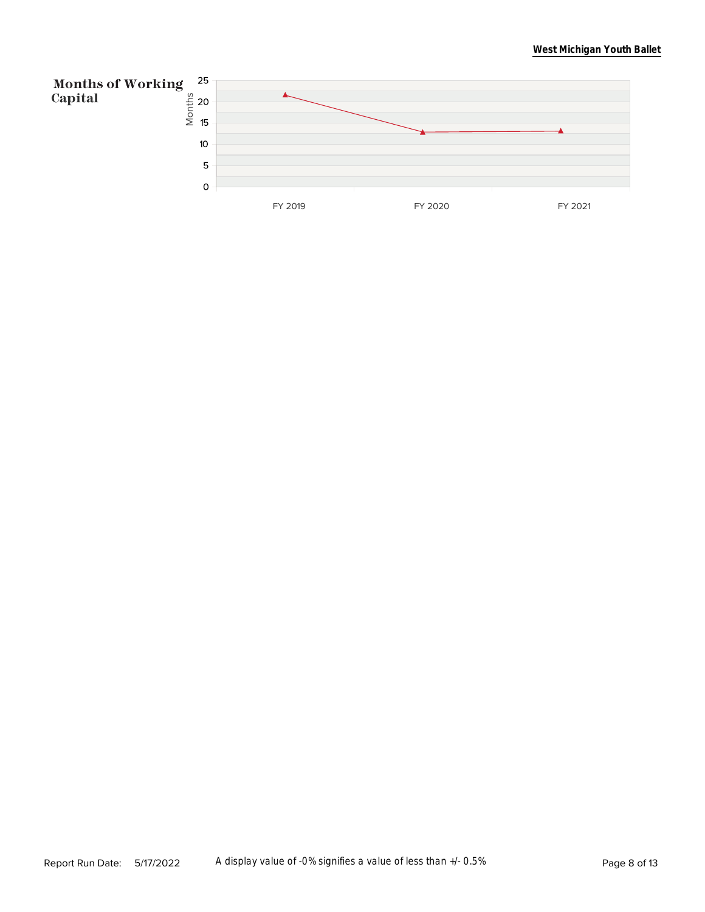## Months of Working Capital

| | FY 2019 | FY 2020 | FY 2021 |
|---|---|---|---|
| Months | 21.5 | 12.8 | 13.0 |

A display value of -0% signifies a value of less than +/- 0.5%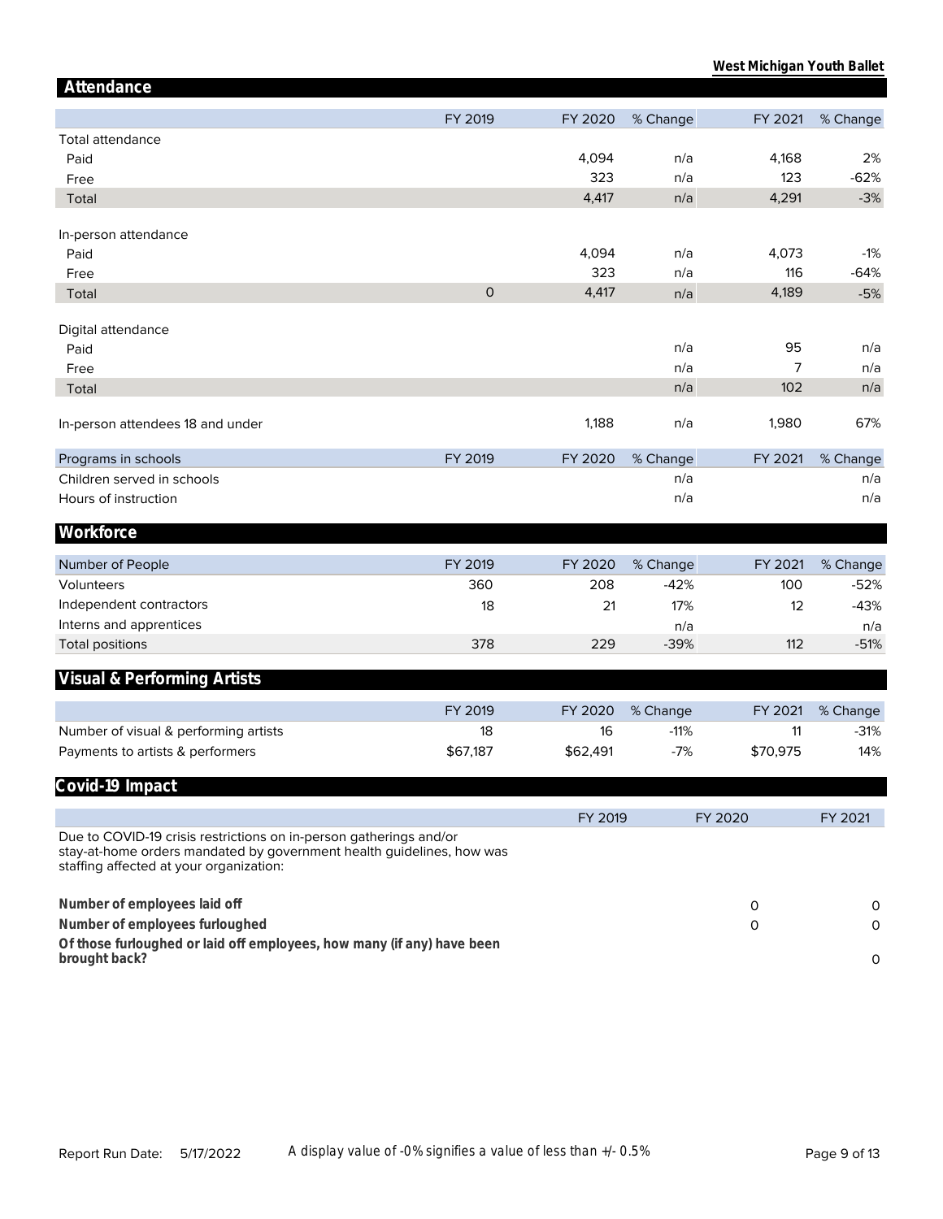## Attendance

| | FY 2019 | FY 2020 | % Change | FY 2021 | % Change |
|---|---|---|---|---|---|
| Total attendance | | | | | |
| Paid | | 4,094 | n/a | 4,168 | 2% |
| Free | | 323 | n/a | 123 | -62% |
| Total | | 4,417 | n/a | 4,291 | -3% |
| | | | | | |
| In-person attendance | | | | | |
| Paid | | 4,094 | n/a | 4,073 | -1% |
| Free | | 323 | n/a | 116 | -64% |
| Total | 0 | 4,417 | n/a | 4,189 | -5% |
| | | | | | |
| Digital attendance | | | | | |
| Paid | | | n/a | 95 | n/a |
| Free | | | n/a | 7 | n/a |
| Total | | | n/a | 102 | n/a |
| | | | | | |
| In-person attendees 18 and under | | 1,188 | n/a | 1,980 | 67% |

| Programs in schools | FY 2019 | FY 2020 | % Change | FY 2021 | % Change |
|---|---|---|---|---|---|
| Children served in schools | | | n/a | | n/a |
| Hours of instruction | | | n/a | | n/a |

## Workforce

| Number of People | FY 2019 | FY 2020 | % Change | FY 2021 | % Change |
|---|---|---|---|---|---|
| Volunteers | 360 | 208 | -42% | 100 | -52% |
| Independent contractors | 18 | 21 | 17% | 12 | -43% |
| Interns and apprentices | | | n/a | | n/a |
| Total positions | 378 | 229 | -39% | 112 | -51% |

## Visual & Performing Artists

| | FY 2019 | FY 2020 | % Change | FY 2021 | % Change |
|---|---|---|---|---|---|
| Number of visual & performing artists | 18 | 16 | -11% | 11 | -31% |
| Payments to artists & performers | $67,187 | $62,491 | -7% | $70,975 | 14% |

## Covid-19 Impact

| | FY 2019 | FY 2020 | FY 2021 |
|---|---|---|---|
| Due to COVID-19 crisis restrictions on in-person gatherings and/or stay-at-home orders mandated by government health guidelines, how was staffing affected at your organization: | | | |
| **Number of employees laid off** | | 0 | 0 |
| **Number of employees furloughed** | | 0 | 0 |
| **Of those furloughed or laid off employees, how many (if any) have been brought back?** | | | 0 |

Report Run Date: 5/17/2022

A display value of -0% signifies a value of less than +/- 0.5%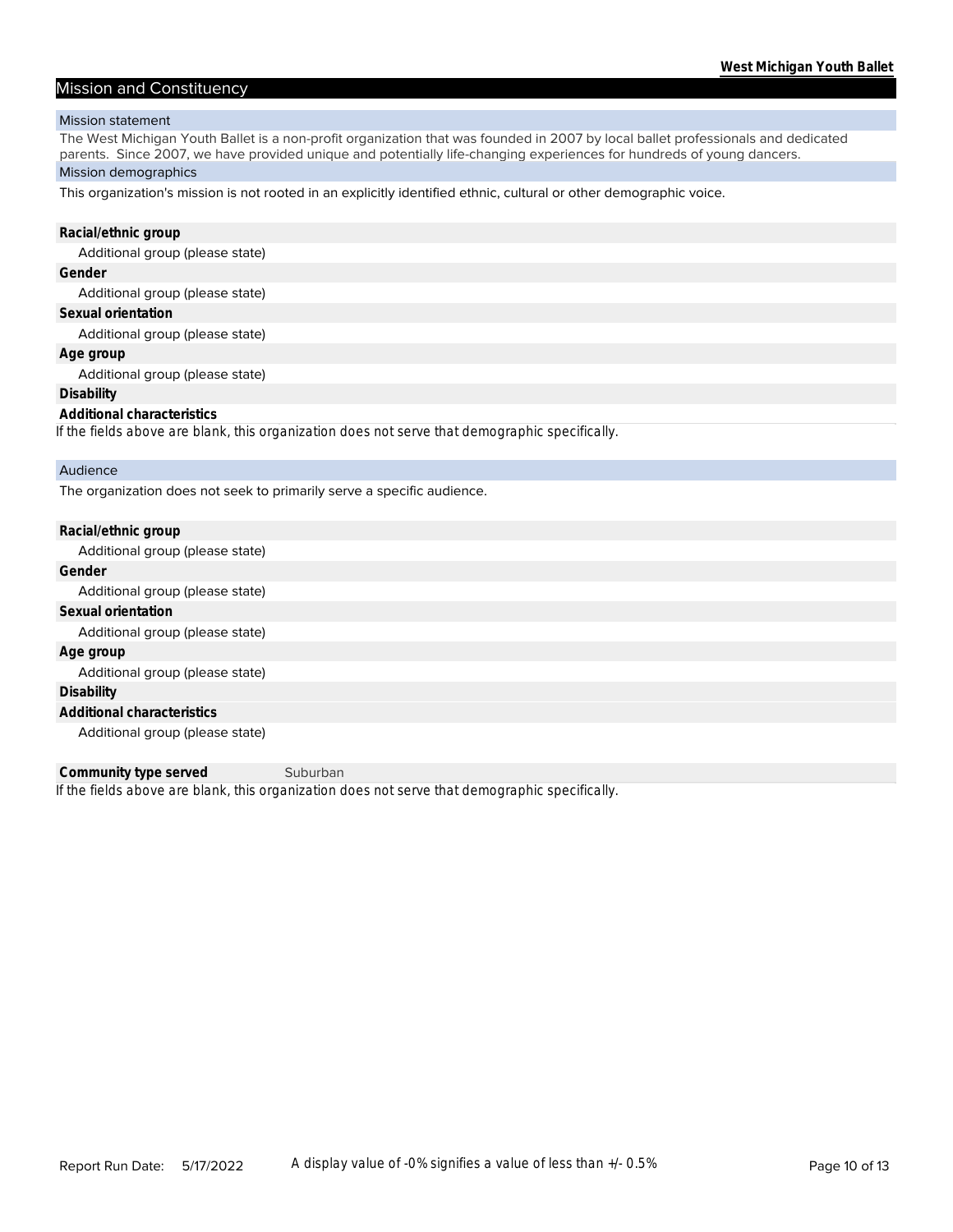## Mission and Constituency

### Mission statement

The West Michigan Youth Ballet is a non-profit organization that was founded in 2007 by local ballet professionals and dedicated parents. Since 2007, we have provided unique and potentially life-changing experiences for hundreds of young dancers.

### Mission demographics

This organization's mission is not rooted in an explicitly identified ethnic, cultural or other demographic voice.

**Racial/ethnic group**

Additional group (please state)

**Gender**

Additional group (please state)

**Sexual orientation**

Additional group (please state)

**Age group**

Additional group (please state)

**Disability**

**Additional characteristics**

*If the fields above are blank, this organization does not serve that demographic specifically.*

### Audience

The organization does not seek to primarily serve a specific audience.

**Racial/ethnic group**

Additional group (please state)

**Gender**

Additional group (please state)

**Sexual orientation**

Additional group (please state)

**Age group**

Additional group (please state)

**Disability**

**Additional characteristics**

Additional group (please state)

**Community type served** Suburban

*If the fields above are blank, this organization does not serve that demographic specifically.*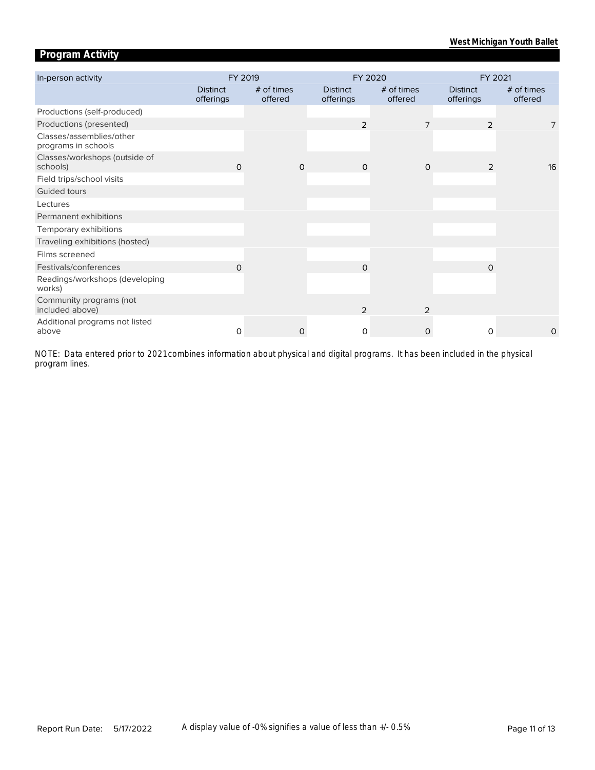## Program Activity

| In-person activity | FY 2019 | | FY 2020 | | FY 2021 | |
|---|---|---|---|---|---|---|
| | Distinct offerings | # of times offered | Distinct offerings | # of times offered | Distinct offerings | # of times offered |
| Productions (self-produced) | | | | | | |
| Productions (presented) | | | 2 | 7 | 2 | 7 |
| Classes/assemblies/other programs in schools | | | | | | |
| Classes/workshops (outside of schools) | 0 | 0 | 0 | 0 | 2 | 16 |
| Field trips/school visits | | | | | | |
| Guided tours | | | | | | |
| Lectures | | | | | | |
| Permanent exhibitions | | | | | | |
| Temporary exhibitions | | | | | | |
| Traveling exhibitions (hosted) | | | | | | |
| Films screened | | | | | | |
| Festivals/conferences | 0 | | 0 | | 0 | |
| Readings/workshops (developing works) | | | | | | |
| Community programs (not included above) | | | 2 | 2 | | |
| Additional programs not listed above | 0 | 0 | 0 | 0 | 0 | 0 |

NOTE: Data entered prior to 2021 combines information about physical and digital programs. It has been included in the physical program lines.

A display value of -0% signifies a value of less than +/- 0.5%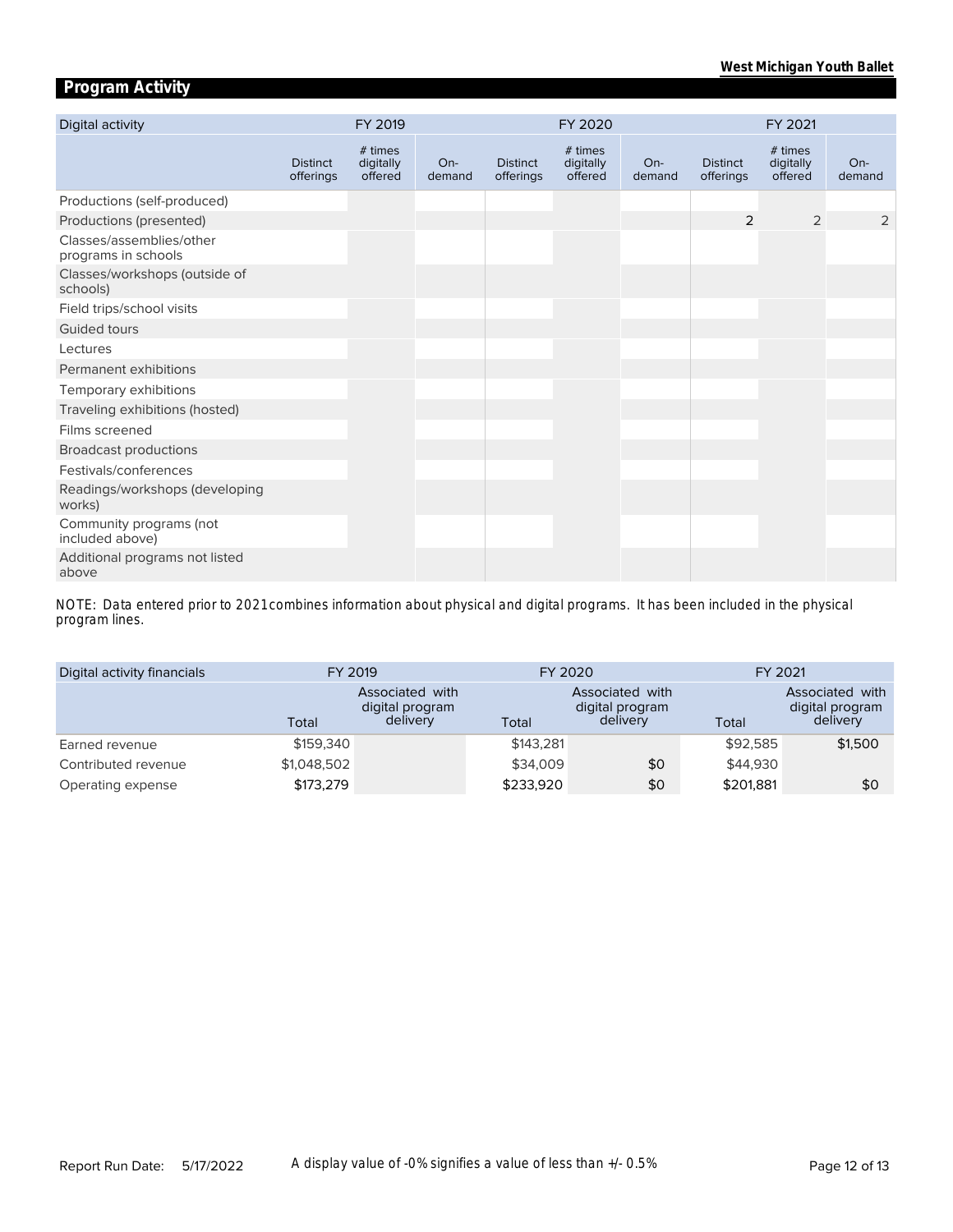## Program Activity

| Digital activity | FY 2019 | | | FY 2020 | | | FY 2021 | | |
|---|---|---|---|---|---|---|---|---|---|
| | Distinct offerings | # times digitally offered | On-demand | Distinct offerings | # times digitally offered | On-demand | Distinct offerings | # times digitally offered | On-demand |
| Productions (self-produced) | | | | | | | | | |
| Productions (presented) | | | | | | | 2 | 2 | 2 |
| Classes/assemblies/other programs in schools | | | | | | | | | |
| Classes/workshops (outside of schools) | | | | | | | | | |
| Field trips/school visits | | | | | | | | | |
| Guided tours | | | | | | | | | |
| Lectures | | | | | | | | | |
| Permanent exhibitions | | | | | | | | | |
| Temporary exhibitions | | | | | | | | | |
| Traveling exhibitions (hosted) | | | | | | | | | |
| Films screened | | | | | | | | | |
| Broadcast productions | | | | | | | | | |
| Festivals/conferences | | | | | | | | | |
| Readings/workshops (developing works) | | | | | | | | | |
| Community programs (not included above) | | | | | | | | | |
| Additional programs not listed above | | | | | | | | | |

NOTE: Data entered prior to 2021 combines information about physical and digital programs. It has been included in the physical program lines.

| Digital activity financials | FY 2019 | | FY 2020 | | FY 2021 | |
|---|---|---|---|---|---|---|
| | Total | Associated with digital program delivery | Total | Associated with digital program delivery | Total | Associated with digital program delivery |
| Earned revenue | $159,340 | | $143,281 | | $92,585 | $1,500 |
| Contributed revenue | $1,048,502 | | $34,009 | $0 | $44,930 | |
| Operating expense | $173,279 | | $233,920 | $0 | $201,881 | $0 |

Report Run Date: 5/17/2022

A display value of -0% signifies a value of less than +/- 0.5%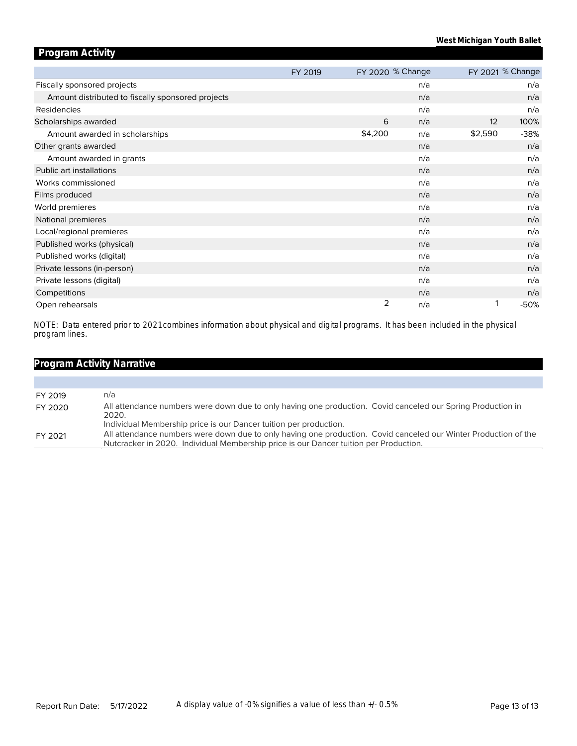## Program Activity

| | FY 2019 | FY 2020 | % Change | FY 2021 | % Change |
|---|---|---|---|---|---|
| Fiscally sponsored projects | | | n/a | | n/a |
| Amount distributed to fiscally sponsored projects | | | n/a | | n/a |
| Residencies | | | n/a | | n/a |
| Scholarships awarded | | 6 | n/a | 12 | 100% |
| Amount awarded in scholarships | | $4,200 | n/a | $2,590 | -38% |
| Other grants awarded | | | n/a | | n/a |
| Amount awarded in grants | | | n/a | | n/a |
| Public art installations | | | n/a | | n/a |
| Works commissioned | | | n/a | | n/a |
| Films produced | | | n/a | | n/a |
| World premieres | | | n/a | | n/a |
| National premieres | | | n/a | | n/a |
| Local/regional premieres | | | n/a | | n/a |
| Published works (physical) | | | n/a | | n/a |
| Published works (digital) | | | n/a | | n/a |
| Private lessons (in-person) | | | n/a | | n/a |
| Private lessons (digital) | | | n/a | | n/a |
| Competitions | | | n/a | | n/a |
| Open rehearsals | | 2 | n/a | 1 | -50% |

NOTE: Data entered prior to 2021 combines information about physical and digital programs. It has been included in the physical program lines.

## Program Activity Narrative

| | |
|---|---|
| FY 2019 | n/a |
| FY 2020 | All attendance numbers were down due to only having one production. Covid canceled our Spring Production in 2020. Individual Membership price is our Dancer tuition per production. |
| FY 2021 | All attendance numbers were down due to only having one production. Covid canceled our Winter Production of the Nutcracker in 2020. Individual Membership price is our Dancer tuition per Production. |

Report Run Date: 5/17/2022

A display value of -0% signifies a value of less than +/- 0.5%